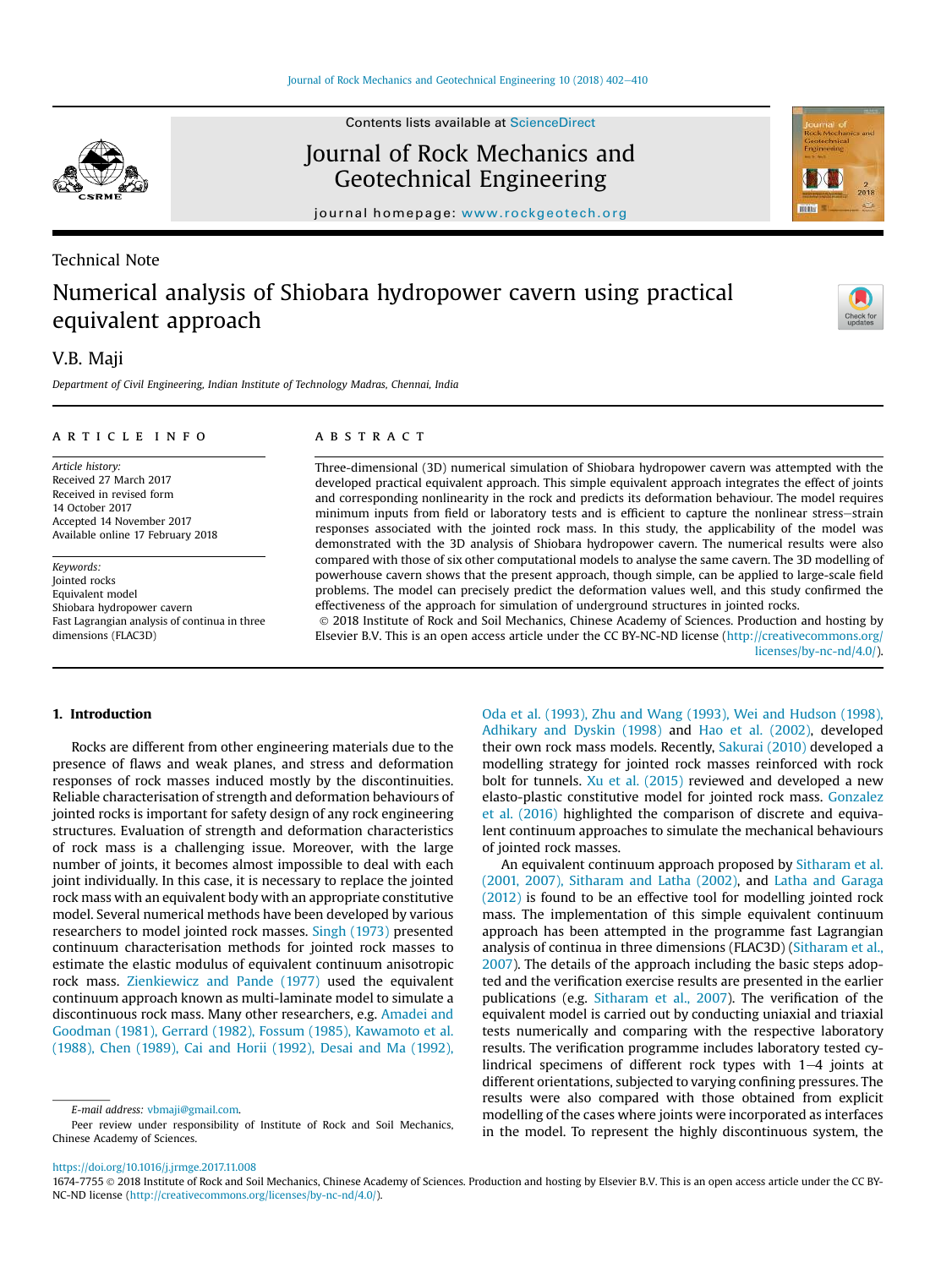Technical Note

# Numerical analysis of Shiobara hydropower cavern using practical equivalent approach

V.B. Maji

*Department of Civil Engineering, Indian Institute of Technology Madras, Chennai, India*

## ARTICLE INFO

*Article history:*
Received 27 March 2017
Received in revised form
14 October 2017
Accepted 14 November 2017
Available online 17 February 2018

*Keywords:*
Jointed rocks
Equivalent model
Shiobara hydropower cavern
Fast Lagrangian analysis of continua in three dimensions (FLAC3D)

## ABSTRACT

Three-dimensional (3D) numerical simulation of Shiobara hydropower cavern was attempted with the developed practical equivalent approach. This simple equivalent approach integrates the effect of joints and corresponding nonlinearity in the rock and predicts its deformation behaviour. The model requires minimum inputs from field or laboratory tests and is efficient to capture the nonlinear stress–strain responses associated with the jointed rock mass. In this study, the applicability of the model was demonstrated with the 3D analysis of Shiobara hydropower cavern. The numerical results were also compared with those of six other computational models to analyse the same cavern. The 3D modelling of powerhouse cavern shows that the present approach, though simple, can be applied to large-scale field problems. The model can precisely predict the deformation values well, and this study confirmed the effectiveness of the approach for simulation of underground structures in jointed rocks.

© 2018 Institute of Rock and Soil Mechanics, Chinese Academy of Sciences. Production and hosting by Elsevier B.V. This is an open access article under the CC BY-NC-ND license (http://creativecommons.org/licenses/by-nc-nd/4.0/).

## 1. Introduction

Rocks are different from other engineering materials due to the presence of flaws and weak planes, and stress and deformation responses of rock masses induced mostly by the discontinuities. Reliable characterisation of strength and deformation behaviours of jointed rocks is important for safety design of any rock engineering structures. Evaluation of strength and deformation characteristics of rock mass is a challenging issue. Moreover, with the large number of joints, it becomes almost impossible to deal with each joint individually. In this case, it is necessary to replace the jointed rock mass with an equivalent body with an appropriate constitutive model. Several numerical methods have been developed by various researchers to model jointed rock masses. Singh (1973) presented continuum characterisation methods for jointed rock masses to estimate the elastic modulus of equivalent continuum anisotropic rock mass. Zienkiewicz and Pande (1977) used the equivalent continuum approach known as multi-laminate model to simulate a discontinuous rock mass. Many other researchers, e.g. Amadei and Goodman (1981), Gerrard (1982), Fossum (1985), Kawamoto et al. (1988), Chen (1989), Cai and Horii (1992), Desai and Ma (1992), Oda et al. (1993), Zhu and Wang (1993), Wei and Hudson (1998), Adhikary and Dyskin (1998) and Hao et al. (2002), developed their own rock mass models. Recently, Sakurai (2010) developed a modelling strategy for jointed rock masses reinforced with rock bolt for tunnels. Xu et al. (2015) reviewed and developed a new elasto-plastic constitutive model for jointed rock mass. Gonzalez et al. (2016) highlighted the comparison of discrete and equivalent continuum approaches to simulate the mechanical behaviours of jointed rock masses.

An equivalent continuum approach proposed by Sitharam et al. (2001, 2007), Sitharam and Latha (2002), and Latha and Garaga (2012) is found to be an effective tool for modelling jointed rock mass. The implementation of this simple equivalent continuum approach has been attempted in the programme fast Lagrangian analysis of continua in three dimensions (FLAC3D) (Sitharam et al., 2007). The details of the approach including the basic steps adopted and the verification exercise results are presented in the earlier publications (e.g. Sitharam et al., 2007). The verification of the equivalent model is carried out by conducting uniaxial and triaxial tests numerically and comparing with the respective laboratory results. The verification programme includes laboratory tested cylindrical specimens of different rock types with 1–4 joints at different orientations, subjected to varying confining pressures. The results were also compared with those obtained from explicit modelling of the cases where joints were incorporated as interfaces in the model. To represent the highly discontinuous system, the

E-mail address: vbmaji@gmail.com.

Peer review under responsibility of Institute of Rock and Soil Mechanics, Chinese Academy of Sciences.

https://doi.org/10.1016/j.jrmge.2017.11.008

1674-7755 © 2018 Institute of Rock and Soil Mechanics, Chinese Academy of Sciences. Production and hosting by Elsevier B.V. This is an open access article under the CC BY-NC-ND license (http://creativecommons.org/licenses/by-nc-nd/4.0/).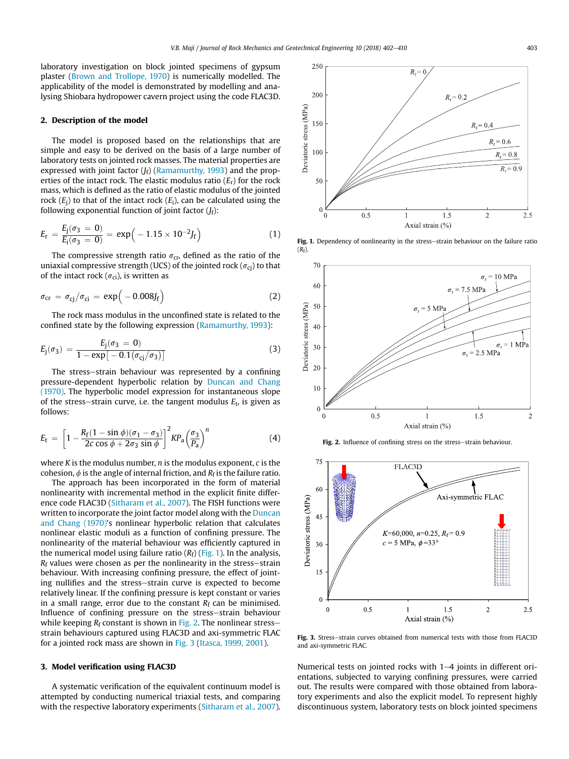laboratory investigation on block jointed specimens of gypsum plaster (Brown and Trollope, 1970) is numerically modelled. The applicability of the model is demonstrated by modelling and analysing Shiobara hydropower cavern project using the code FLAC3D.

## 2. Description of the model

The model is proposed based on the relationships that are simple and easy to be derived on the basis of a large number of laboratory tests on jointed rock masses. The material properties are expressed with joint factor ($J_f$) (Ramamurthy, 1993) and the properties of the intact rock. The elastic modulus ratio ($E_r$) for the rock mass, which is defined as the ratio of elastic modulus of the jointed rock ($E_j$) to that of the intact rock ($E_i$), can be calculated using the following exponential function of joint factor ($J_f$):

$$E_r = \frac{E_j(\sigma_3 = 0)}{E_i(\sigma_3 = 0)} = \exp\left(-1.15 \times 10^{-2} J_f\right) \tag{1}$$

The compressive strength ratio $\sigma_{cr}$, defined as the ratio of the uniaxial compressive strength (UCS) of the jointed rock ($\sigma_{cj}$) to that of the intact rock ($\sigma_{ci}$), is written as

$$\sigma_{cr} = \sigma_{cj}/\sigma_{ci} = \exp\left(-0.008 J_f\right) \tag{2}$$

The rock mass modulus in the unconfined state is related to the confined state by the following expression (Ramamurthy, 1993):

$$E_j(\sigma_3) = \frac{E_j(\sigma_3 = 0)}{1 - \exp\left[-0.1(\sigma_{cj}/\sigma_3)\right]} \tag{3}$$

The stress–strain behaviour was represented by a confining pressure-dependent hyperbolic relation by Duncan and Chang (1970). The hyperbolic model expression for instantaneous slope of the stress–strain curve, i.e. the tangent modulus $E_t$, is given as follows:

$$E_t = \left[1 - \frac{R_f(1 - \sin\phi)(\sigma_1 - \sigma_3)}{2c\cos\phi + 2\sigma_3\sin\phi}\right]^2 K P_a \left(\frac{\sigma_3}{P_a}\right)^n \tag{4}$$

where $K$ is the modulus number, $n$ is the modulus exponent, $c$ is the cohesion, $\phi$ is the angle of internal friction, and $R_f$ is the failure ratio.

The approach has been incorporated in the form of material nonlinearity with incremental method in the explicit finite difference code FLAC3D (Sitharam et al., 2007). The FISH functions were written to incorporate the joint factor model along with the Duncan and Chang (1970)'s nonlinear hyperbolic relation that calculates nonlinear elastic moduli as a function of confining pressure. The nonlinearity of the material behaviour was efficiently captured in the numerical model using failure ratio ($R_f$) (Fig. 1). In the analysis, $R_f$ values were chosen as per the nonlinearity in the stress–strain behaviour. With increasing confining pressure, the effect of jointing nullifies and the stress–strain curve is expected to become relatively linear. If the confining pressure is kept constant or varies in a small range, error due to the constant $R_f$ can be minimised. Influence of confining pressure on the stress–strain behaviour while keeping $R_f$ constant is shown in Fig. 2. The nonlinear stress–strain behaviours captured using FLAC3D and axi-symmetric FLAC for a jointed rock mass are shown in Fig. 3 (Itasca, 1999, 2001).

**Fig. 1.** Dependency of nonlinearity in the stress–strain behaviour on the failure ratio ($R_f$).

**Fig. 2.** Influence of confining stress on the stress–strain behaviour.

**Fig. 3.** Stress–strain curves obtained from numerical tests with those from FLAC3D and axi-symmetric FLAC.

## 3. Model verification using FLAC3D

A systematic verification of the equivalent continuum model is attempted by conducting numerical triaxial tests, and comparing with the respective laboratory experiments (Sitharam et al., 2007). Numerical tests on jointed rocks with 1–4 joints in different orientations, subjected to varying confining pressures, were carried out. The results were compared with those obtained from laboratory experiments and also the explicit model. To represent highly discontinuous system, laboratory tests on block jointed specimens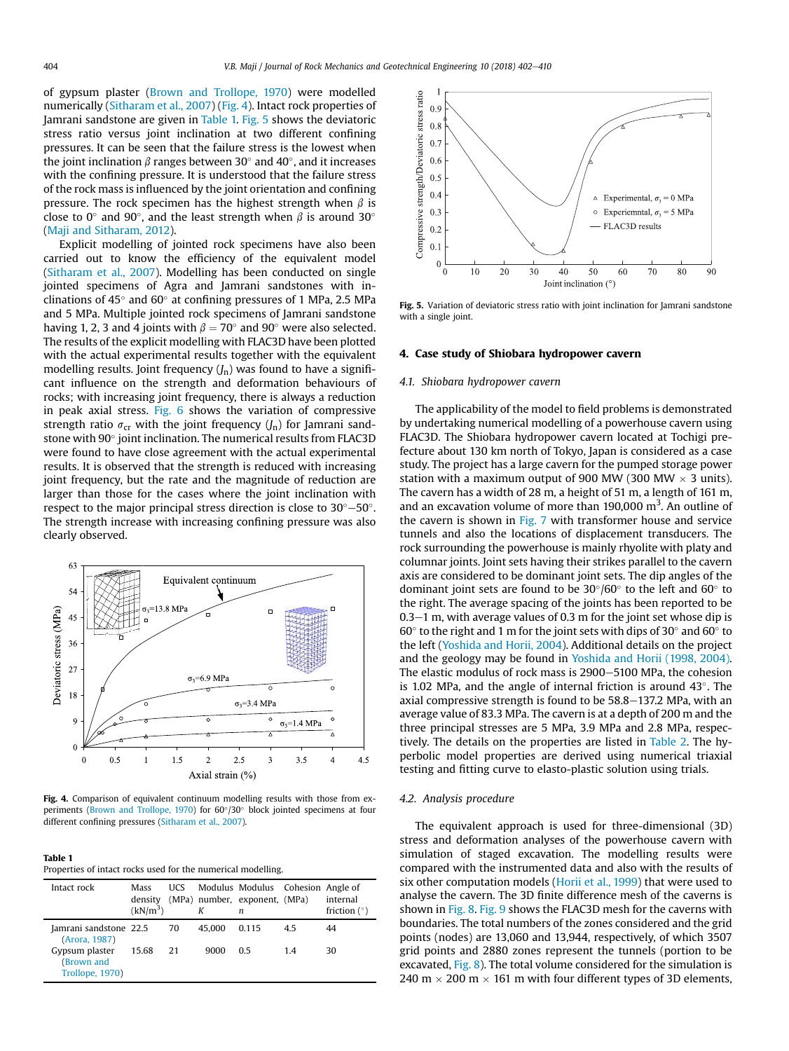of gypsum plaster (Brown and Trollope, 1970) were modelled numerically (Sitharam et al., 2007) (Fig. 4). Intact rock properties of Jamrani sandstone are given in Table 1. Fig. 5 shows the deviatoric stress ratio versus joint inclination at two different confining pressures. It can be seen that the failure stress is the lowest when the joint inclination $\beta$ ranges between 30° and 40°, and it increases with the confining pressure. It is understood that the failure stress of the rock mass is influenced by the joint orientation and confining pressure. The rock specimen has the highest strength when $\beta$ is close to 0° and 90°, and the least strength when $\beta$ is around 30° (Maji and Sitharam, 2012).

Explicit modelling of jointed rock specimens have also been carried out to know the efficiency of the equivalent model (Sitharam et al., 2007). Modelling has been conducted on single jointed specimens of Agra and Jamrani sandstones with inclinations of 45° and 60° at confining pressures of 1 MPa, 2.5 MPa and 5 MPa. Multiple jointed rock specimens of Jamrani sandstone having 1, 2, 3 and 4 joints with $\beta$ = 70° and 90° were also selected. The results of the explicit modelling with FLAC3D have been plotted with the actual experimental results together with the equivalent modelling results. Joint frequency ($J_n$) was found to have a significant influence on the strength and deformation behaviours of rocks; with increasing joint frequency, there is always a reduction in peak axial stress. Fig. 6 shows the variation of compressive strength ratio $\sigma_{cr}$ with the joint frequency ($J_n$) for Jamrani sandstone with 90° joint inclination. The numerical results from FLAC3D were found to have close agreement with the actual experimental results. It is observed that the strength is reduced with increasing joint frequency, but the rate and the magnitude of reduction are larger than those for the cases where the joint inclination with respect to the major principal stress direction is close to 30°–50°. The strength increase with increasing confining pressure was also clearly observed.

**Fig. 4.** Comparison of equivalent continuum modelling results with those from experiments (Brown and Trollope, 1970) for 60°/30° block jointed specimens at four different confining pressures (Sitharam et al., 2007).

**Table 1**
Properties of intact rocks used for the numerical modelling.

| Intact rock | Mass density (kN/m$^3$) | UCS (MPa) | Modulus number, $K$ | Modulus exponent, $n$ | Cohesion (MPa) | Angle of internal friction (°) |
|---|---|---|---|---|---|---|
| Jamrani sandstone (Arora, 1987) | 22.5 | 70 | 45,000 | 0.115 | 4.5 | 44 |
| Gypsum plaster (Brown and Trollope, 1970) | 15.68 | 21 | 9000 | 0.5 | 1.4 | 30 |

**Fig. 5.** Variation of deviatoric stress ratio with joint inclination for Jamrani sandstone with a single joint.

## 4. Case study of Shiobara hydropower cavern

### 4.1. Shiobara hydropower cavern

The applicability of the model to field problems is demonstrated by undertaking numerical modelling of a powerhouse cavern using FLAC3D. The Shiobara hydropower cavern located at Tochigi prefecture about 130 km north of Tokyo, Japan is considered as a case study. The project has a large cavern for the pumped storage power station with a maximum output of 900 MW (300 MW × 3 units). The cavern has a width of 28 m, a height of 51 m, a length of 161 m, and an excavation volume of more than 190,000 m$^3$. An outline of the cavern is shown in Fig. 7 with transformer house and service tunnels and also the locations of displacement transducers. The rock surrounding the powerhouse is mainly rhyolite with platy and columnar joints. Joint sets having their strikes parallel to the cavern axis are considered to be dominant joint sets. The dip angles of the dominant joint sets are found to be 30°/60° to the left and 60° to the right. The average spacing of the joints has been reported to be 0.3–1 m, with average values of 0.3 m for the joint set whose dip is 60° to the right and 1 m for the joint sets with dips of 30° and 60° to the left (Yoshida and Horii, 2004). Additional details on the project and the geology may be found in Yoshida and Horii (1998, 2004). The elastic modulus of rock mass is 2900–5100 MPa, the cohesion is 1.02 MPa, and the angle of internal friction is around 43°. The axial compressive strength is found to be 58.8–137.2 MPa, with an average value of 83.3 MPa. The cavern is at a depth of 200 m and the three principal stresses are 5 MPa, 3.9 MPa and 2.8 MPa, respectively. The details on the properties are listed in Table 2. The hyperbolic model properties are derived using numerical triaxial testing and fitting curve to elasto-plastic solution using trials.

### 4.2. Analysis procedure

The equivalent approach is used for three-dimensional (3D) stress and deformation analyses of the powerhouse cavern with simulation of staged excavation. The modelling results were compared with the instrumented data and also with the results of six other computation models (Horii et al., 1999) that were used to analyse the cavern. The 3D finite difference mesh of the caverns is shown in Fig. 8. Fig. 9 shows the FLAC3D mesh for the caverns with boundaries. The total numbers of the zones considered and the grid points (nodes) are 13,060 and 13,944, respectively, of which 3507 grid points and 2880 zones represent the tunnels (portion to be excavated, Fig. 8). The total volume considered for the simulation is 240 m × 200 m × 161 m with four different types of 3D elements,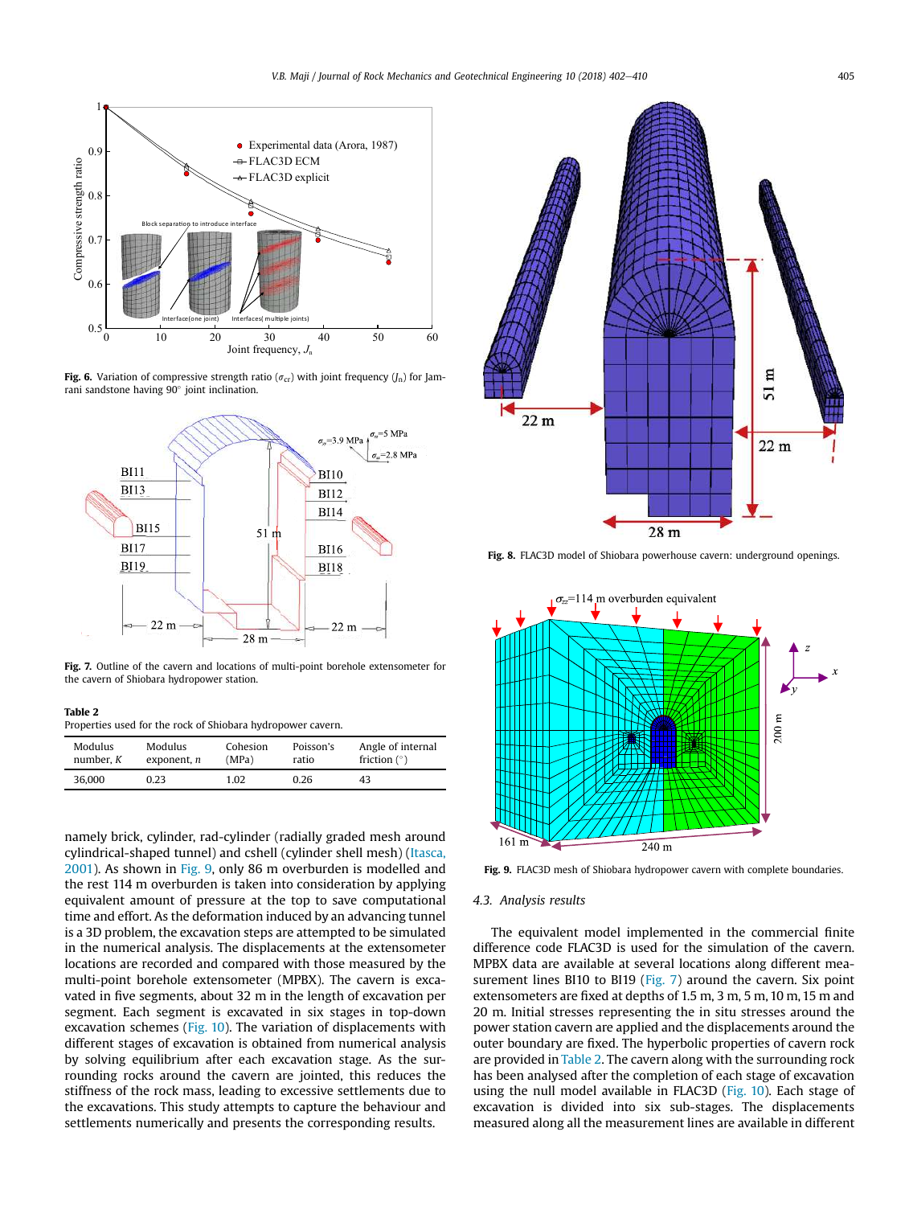**Fig. 6.** Variation of compressive strength ratio ($\sigma_{cr}$) with joint frequency ($J_n$) for Jamrani sandstone having 90° joint inclination.

**Fig. 7.** Outline of the cavern and locations of multi-point borehole extensometer for the cavern of Shiobara hydropower station.

**Table 2**
Properties used for the rock of Shiobara hydropower cavern.

| Modulus number, $K$ | Modulus exponent, $n$ | Cohesion (MPa) | Poisson's ratio | Angle of internal friction (°) |
|---|---|---|---|---|
| 36,000 | 0.23 | 1.02 | 0.26 | 43 |

namely brick, cylinder, rad-cylinder (radially graded mesh around cylindrical-shaped tunnel) and cshell (cylinder shell mesh) (Itasca, 2001). As shown in Fig. 9, only 86 m overburden is modelled and the rest 114 m overburden is taken into consideration by applying equivalent amount of pressure at the top to save computational time and effort. As the deformation induced by an advancing tunnel is a 3D problem, the excavation steps are attempted to be simulated in the numerical analysis. The displacements at the extensometer locations are recorded and compared with those measured by the multi-point borehole extensometer (MPBX). The cavern is excavated in five segments, about 32 m in the length of excavation per segment. Each segment is excavated in six stages in top-down excavation schemes (Fig. 10). The variation of displacements with different stages of excavation is obtained from numerical analysis by solving equilibrium after each excavation stage. As the surrounding rocks around the cavern are jointed, this reduces the stiffness of the rock mass, leading to excessive settlements due to the excavations. This study attempts to capture the behaviour and settlements numerically and presents the corresponding results.

**Fig. 8.** FLAC3D model of Shiobara powerhouse cavern: underground openings.

**Fig. 9.** FLAC3D mesh of Shiobara hydropower cavern with complete boundaries.

### 4.3. Analysis results

The equivalent model implemented in the commercial finite difference code FLAC3D is used for the simulation of the cavern. MPBX data are available at several locations along different measurement lines BI10 to BI19 (Fig. 7) around the cavern. Six point extensometers are fixed at depths of 1.5 m, 3 m, 5 m, 10 m, 15 m and 20 m. Initial stresses representing the in situ stresses around the power station cavern are applied and the displacements around the outer boundary are fixed. The hyperbolic properties of cavern rock are provided in Table 2. The cavern along with the surrounding rock has been analysed after the completion of each stage of excavation using the null model available in FLAC3D (Fig. 10). Each stage of excavation is divided into six sub-stages. The displacements measured along all the measurement lines are available in different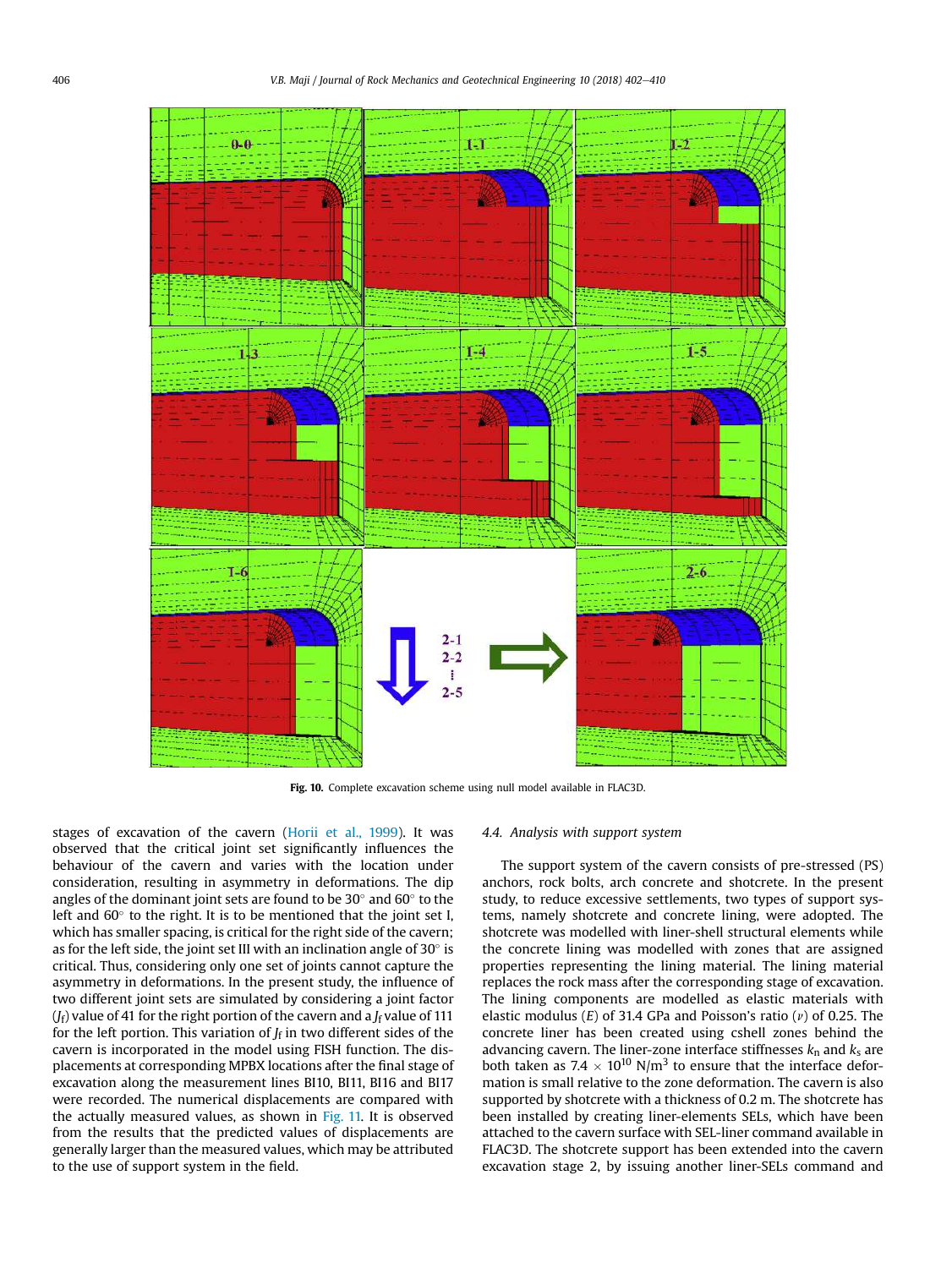Fig. 10. Complete excavation scheme using null model available in FLAC3D.

stages of excavation of the cavern (Horii et al., 1999). It was observed that the critical joint set significantly influences the behaviour of the cavern and varies with the location under consideration, resulting in asymmetry in deformations. The dip angles of the dominant joint sets are found to be 30° and 60° to the left and 60° to the right. It is to be mentioned that the joint set I, which has smaller spacing, is critical for the right side of the cavern; as for the left side, the joint set III with an inclination angle of 30° is critical. Thus, considering only one set of joints cannot capture the asymmetry in deformations. In the present study, the influence of two different joint sets are simulated by considering a joint factor ($J_f$) value of 41 for the right portion of the cavern and a $J_f$ value of 111 for the left portion. This variation of $J_f$ in two different sides of the cavern is incorporated in the model using FISH function. The displacements at corresponding MPBX locations after the final stage of excavation along the measurement lines BI10, BI11, BI16 and BI17 were recorded. The numerical displacements are compared with the actually measured values, as shown in Fig. 11. It is observed from the results that the predicted values of displacements are generally larger than the measured values, which may be attributed to the use of support system in the field.

### 4.4. Analysis with support system

The support system of the cavern consists of pre-stressed (PS) anchors, rock bolts, arch concrete and shotcrete. In the present study, to reduce excessive settlements, two types of support systems, namely shotcrete and concrete lining, were adopted. The shotcrete was modelled with liner-shell structural elements while the concrete lining was modelled with zones that are assigned properties representing the lining material. The lining material replaces the rock mass after the corresponding stage of excavation. The lining components are modelled as elastic materials with elastic modulus ($E$) of 31.4 GPa and Poisson's ratio ($\nu$) of 0.25. The concrete liner has been created using cshell zones behind the advancing cavern. The liner-zone interface stiffnesses $k_n$ and $k_s$ are both taken as $7.4 \times 10^{10}$ N/m$^3$ to ensure that the interface deformation is small relative to the zone deformation. The cavern is also supported by shotcrete with a thickness of 0.2 m. The shotcrete has been installed by creating liner-elements SELs, which have been attached to the cavern surface with SEL-liner command available in FLAC3D. The shotcrete support has been extended into the cavern excavation stage 2, by issuing another liner-SELs command and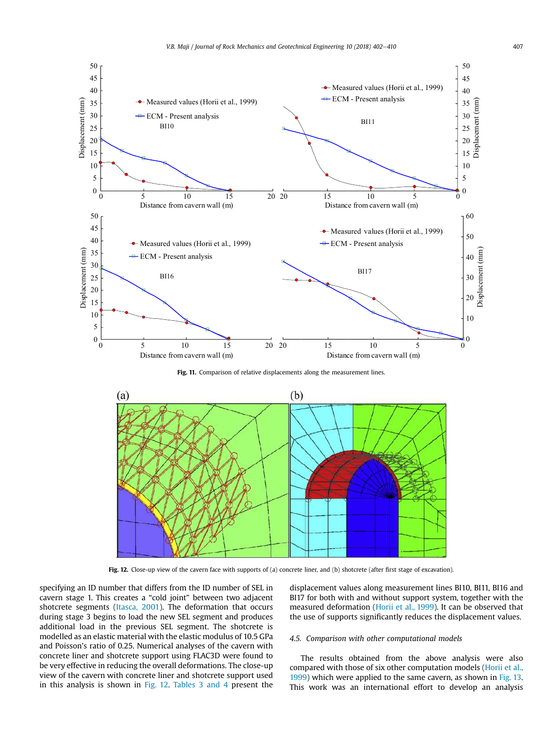Fig. 11. Comparison of relative displacements along the measurement lines.

Fig. 12. Close-up view of the cavern face with supports of (a) concrete liner, and (b) shotcrete (after first stage of excavation).

specifying an ID number that differs from the ID number of SEL in cavern stage 1. This creates a "cold joint" between two adjacent shotcrete segments (Itasca, 2001). The deformation that occurs during stage 3 begins to load the new SEL segment and produces additional load in the previous SEL segment. The shotcrete is modelled as an elastic material with the elastic modulus of 10.5 GPa and Poisson's ratio of 0.25. Numerical analyses of the cavern with concrete liner and shotcrete support using FLAC3D were found to be very effective in reducing the overall deformations. The close-up view of the cavern with concrete liner and shotcrete support used in this analysis is shown in Fig. 12. Tables 3 and 4 present the displacement values along measurement lines BI10, BI11, BI16 and BI17 for both with and without support system, together with the measured deformation (Horii et al., 1999). It can be observed that the use of supports significantly reduces the displacement values.

### 4.5. Comparison with other computational models

The results obtained from the above analysis were also compared with those of six other computation models (Horii et al., 1999) which were applied to the same cavern, as shown in Fig. 13. This work was an international effort to develop an analysis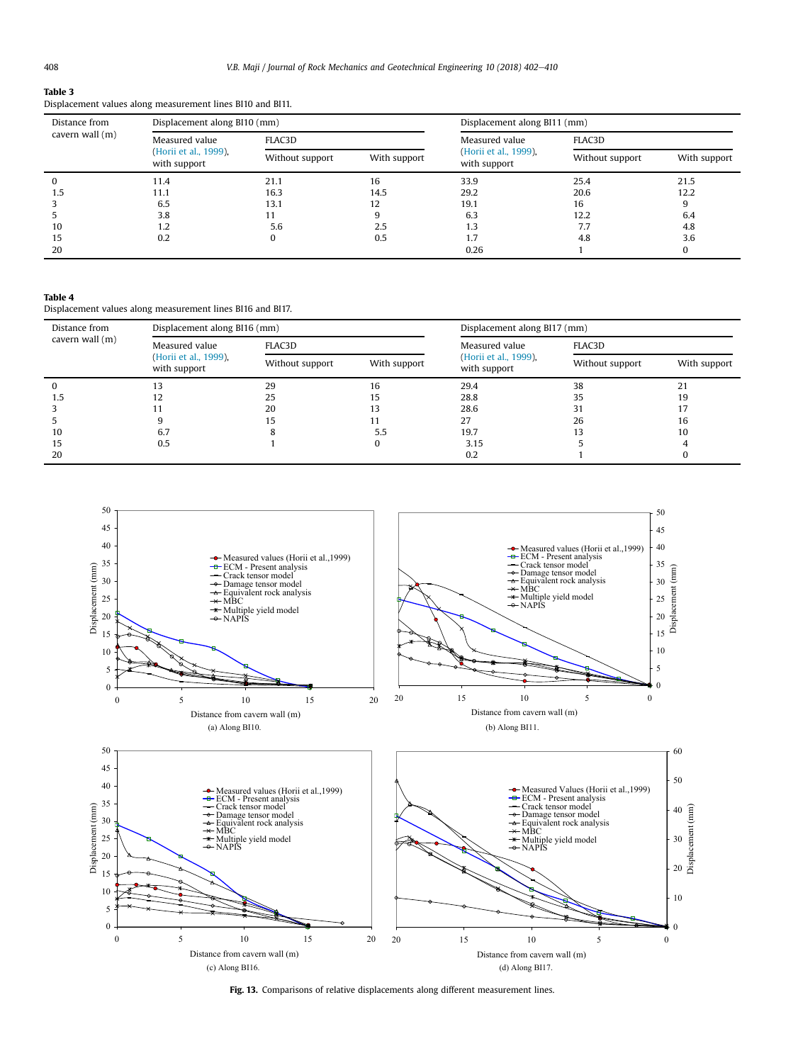**Table 3**
Displacement values along measurement lines BI10 and BI11.

| Distance from cavern wall (m) | Displacement along BI10 (mm) | | | Displacement along BI11 (mm) | | |
|---|---|---|---|---|---|---|
| | Measured value (Horii et al., 1999), with support | FLAC3D | | Measured value (Horii et al., 1999), with support | FLAC3D | |
| | | Without support | With support | | Without support | With support |
| 0 | 11.4 | 21.1 | 16 | 33.9 | 25.4 | 21.5 |
| 1.5 | 11.1 | 16.3 | 14.5 | 29.2 | 20.6 | 12.2 |
| 3 | 6.5 | 13.1 | 12 | 19.1 | 16 | 9 |
| 5 | 3.8 | 11 | 9 | 6.3 | 12.2 | 6.4 |
| 10 | 1.2 | 5.6 | 2.5 | 1.3 | 7.7 | 4.8 |
| 15 | 0.2 | 0 | 0.5 | 1.7 | 4.8 | 3.6 |
| 20 | | | | 0.26 | 1 | 0 |

**Table 4**
Displacement values along measurement lines BI16 and BI17.

| Distance from cavern wall (m) | Displacement along BI16 (mm) | | | Displacement along BI17 (mm) | | |
|---|---|---|---|---|---|---|
| | Measured value (Horii et al., 1999), with support | FLAC3D | | Measured value (Horii et al., 1999), with support | FLAC3D | |
| | | Without support | With support | | Without support | With support |
| 0 | 13 | 29 | 16 | 29.4 | 38 | 21 |
| 1.5 | 12 | 25 | 15 | 28.8 | 35 | 19 |
| 3 | 11 | 20 | 13 | 28.6 | 31 | 17 |
| 5 | 9 | 15 | 11 | 27 | 26 | 16 |
| 10 | 6.7 | 8 | 5.5 | 19.7 | 13 | 10 |
| 15 | 0.5 | 1 | 0 | 3.15 | 5 | 4 |
| 20 | | | | 0.2 | 1 | 0 |

(a) Along BI10.

(b) Along BI11.

(c) Along BI16.

(d) Along BI17.

**Fig. 13.** Comparisons of relative displacements along different measurement lines.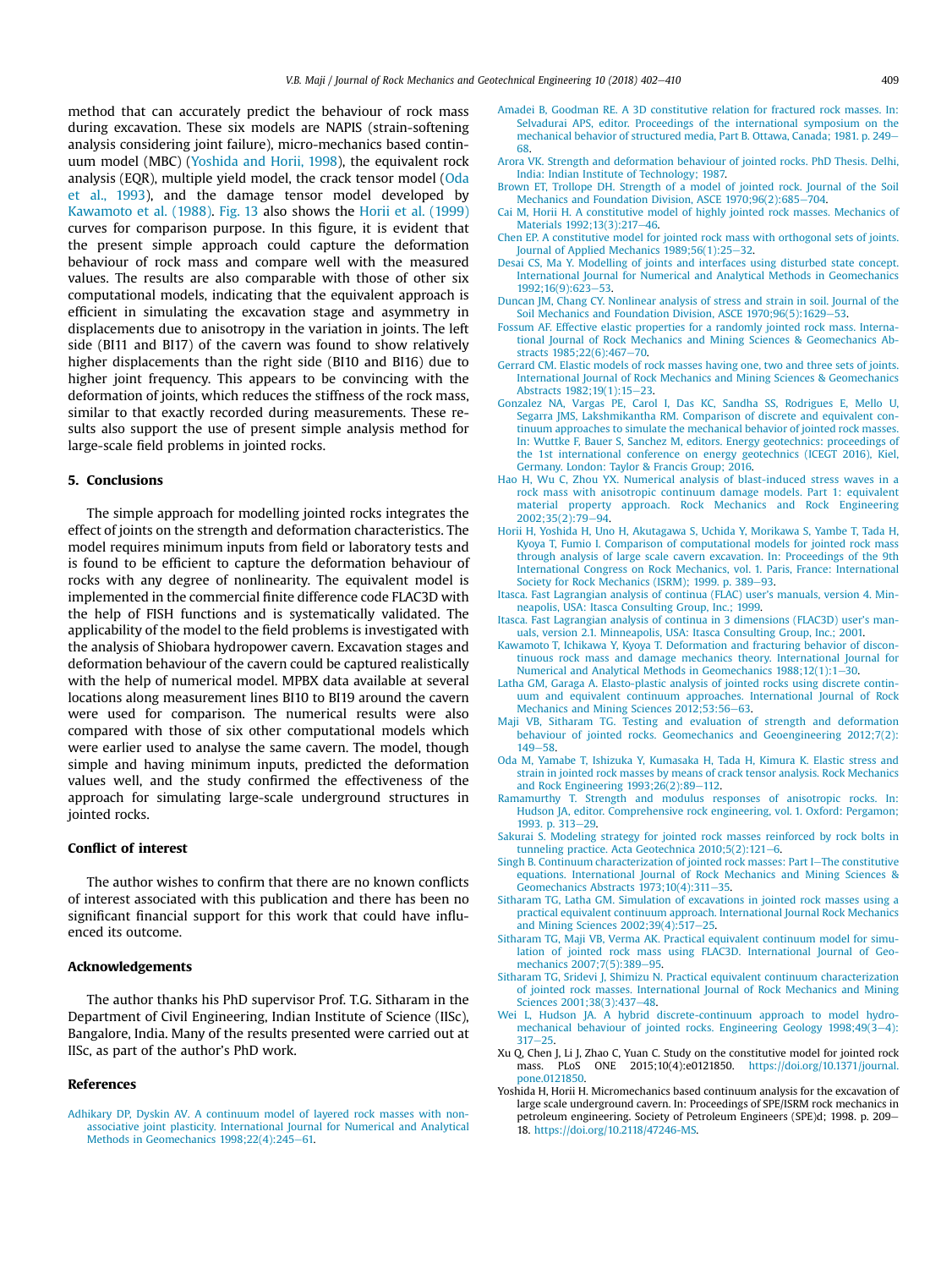method that can accurately predict the behaviour of rock mass during excavation. These six models are NAPIS (strain-softening analysis considering joint failure), micro-mechanics based continuum model (MBC) (Yoshida and Horii, 1998), the equivalent rock analysis (EQR), multiple yield model, the crack tensor model (Oda et al., 1993), and the damage tensor model developed by Kawamoto et al. (1988). Fig. 13 also shows the Horii et al. (1999) curves for comparison purpose. In this figure, it is evident that the present simple approach could capture the deformation behaviour of rock mass and compare well with the measured values. The results are also comparable with those of other six computational models, indicating that the equivalent approach is efficient in simulating the excavation stage and asymmetry in displacements due to anisotropy in the variation in joints. The left side (BI11 and BI17) of the cavern was found to show relatively higher displacements than the right side (BI10 and BI16) due to higher joint frequency. This appears to be convincing with the deformation of joints, which reduces the stiffness of the rock mass, similar to that exactly recorded during measurements. These results also support the use of present simple analysis method for large-scale field problems in jointed rocks.

## 5. Conclusions

The simple approach for modelling jointed rocks integrates the effect of joints on the strength and deformation characteristics. The model requires minimum inputs from field or laboratory tests and is found to be efficient to capture the deformation behaviour of rocks with any degree of nonlinearity. The equivalent model is implemented in the commercial finite difference code FLAC3D with the help of FISH functions and is systematically validated. The applicability of the model to the field problems is investigated with the analysis of Shiobara hydropower cavern. Excavation stages and deformation behaviour of the cavern could be captured realistically with the help of numerical model. MPBX data available at several locations along measurement lines BI10 to BI19 around the cavern were used for comparison. The numerical results were also compared with those of six other computational models which were earlier used to analyse the same cavern. The model, though simple and having minimum inputs, predicted the deformation values well, and the study confirmed the effectiveness of the approach for simulating large-scale underground structures in jointed rocks.

## Conflict of interest

The author wishes to confirm that there are no known conflicts of interest associated with this publication and there has been no significant financial support for this work that could have influenced its outcome.

## Acknowledgements

The author thanks his PhD supervisor Prof. T.G. Sitharam in the Department of Civil Engineering, Indian Institute of Science (IISc), Bangalore, India. Many of the results presented were carried out at IISc, as part of the author's PhD work.

## References

Adhikary DP, Dyskin AV. A continuum model of layered rock masses with non-associative joint plasticity. International Journal for Numerical and Analytical Methods in Geomechanics 1998;22(4):245–61.

Amadei B, Goodman RE. A 3D constitutive relation for fractured rock masses. In: Selvadurai APS, editor. Proceedings of the international symposium on the mechanical behavior of structured media, Part B. Ottawa, Canada; 1981. p. 249–68.

Arora VK. Strength and deformation behaviour of jointed rocks. PhD Thesis. Delhi, India: Indian Institute of Technology; 1987.

Brown ET, Trollope DH. Strength of a model of jointed rock. Journal of the Soil Mechanics and Foundation Division, ASCE 1970;96(2):685–704.

Cai M, Horii H. A constitutive model of highly jointed rock masses. Mechanics of Materials 1992;13(3):217–46.

Chen EP. A constitutive model for jointed rock mass with orthogonal sets of joints. Journal of Applied Mechanics 1989;56(1):25–32.

Desai CS, Ma Y. Modelling of joints and interfaces using disturbed state concept. International Journal for Numerical and Analytical Methods in Geomechanics 1992;16(9):623–53.

Duncan JM, Chang CY. Nonlinear analysis of stress and strain in soil. Journal of the Soil Mechanics and Foundation Division, ASCE 1970;96(5):1629–53.

Fossum AF. Effective elastic properties for a randomly jointed rock mass. International Journal of Rock Mechanics and Mining Sciences & Geomechanics Abstracts 1985;22(6):467–70.

Gerrard CM. Elastic models of rock masses having one, two and three sets of joints. International Journal of Rock Mechanics and Mining Sciences & Geomechanics Abstracts 1982;19(1):15–23.

Gonzalez NA, Vargas PE, Carol I, Das KC, Sandha SS, Rodrigues E, Mello U, Segarra JMS, Lakshmikantha RM. Comparison of discrete and equivalent continuum approaches to simulate the mechanical behavior of jointed rock masses. In: Wuttke F, Bauer S, Sanchez M, editors. Energy geotechnics: proceedings of the 1st international conference on energy geotechnics (ICEGT 2016), Kiel, Germany. London: Taylor & Francis Group; 2016.

Hao H, Wu C, Zhou YX. Numerical analysis of blast-induced stress waves in a rock mass with anisotropic continuum damage models. Part 1: equivalent material property approach. Rock Mechanics and Rock Engineering 2002;35(2):79–94.

Horii H, Yoshida H, Uno H, Akutagawa S, Uchida Y, Morikawa S, Yambe T, Tada H, Kyoya T, Fumio I. Comparison of computational models for jointed rock mass through analysis of large scale cavern excavation. In: Proceedings of the 9th International Congress on Rock Mechanics, vol. 1. Paris, France: International Society for Rock Mechanics (ISRM); 1999. p. 389–93.

Itasca. Fast Lagrangian analysis of continua (FLAC) user's manuals, version 4. Minneapolis, USA: Itasca Consulting Group, Inc.; 1999.

Itasca. Fast Lagrangian analysis of continua in 3 dimensions (FLAC3D) user's manuals, version 2.1. Minneapolis, USA: Itasca Consulting Group, Inc.; 2001.

Kawamoto T, Ichikawa Y, Kyoya T. Deformation and fracturing behavior of discontinuous rock mass and damage mechanics theory. International Journal for Numerical and Analytical Methods in Geomechanics 1988;12(1):1–30.

Latha GM, Garaga A. Elasto-plastic analysis of jointed rocks using discrete continuum and equivalent continuum approaches. International Journal of Rock Mechanics and Mining Sciences 2012;53:56–63.

Maji VB, Sitharam TG. Testing and evaluation of strength and deformation behaviour of jointed rocks. Geomechanics and Geoengineering 2012;7(2):149–58.

Oda M, Yamabe T, Ishizuka Y, Kumasaka H, Tada H, Kimura K. Elastic stress and strain in jointed rock masses by means of crack tensor analysis. Rock Mechanics and Rock Engineering 1993;26(2):89–112.

Ramamurthy T. Strength and modulus responses of anisotropic rocks. In: Hudson JA, editor. Comprehensive rock engineering, vol. 1. Oxford: Pergamon; 1993. p. 313–29.

Sakurai S. Modeling strategy for jointed rock masses reinforced by rock bolts in tunneling practice. Acta Geotechnica 2010;5(2):121–6.

Singh B. Continuum characterization of jointed rock masses: Part I—The constitutive equations. International Journal of Rock Mechanics and Mining Sciences & Geomechanics Abstracts 1973;10(4):311–35.

Sitharam TG, Latha GM. Simulation of excavations in jointed rock masses using a practical equivalent continuum approach. International Journal Rock Mechanics and Mining Sciences 2002;39(4):517–25.

Sitharam TG, Maji VB, Verma AK. Practical equivalent continuum model for simulation of jointed rock mass using FLAC3D. International Journal of Geomechanics 2007;7(5):389–95.

Sitharam TG, Sridevi J, Shimizu N. Practical equivalent continuum characterization of jointed rock masses. International Journal of Rock Mechanics and Mining Sciences 2001;38(3):437–48.

Wei L, Hudson JA. A hybrid discrete-continuum approach to model hydro-mechanical behaviour of jointed rocks. Engineering Geology 1998;49(3–4):317–25.

Xu Q, Chen J, Li J, Zhao C, Yuan C. Study on the constitutive model for jointed rock mass. PLoS ONE 2015;10(4):e0121850. https://doi.org/10.1371/journal.pone.0121850.

Yoshida H, Horii H. Micromechanics based continuum analysis for the excavation of large scale underground cavern. In: Proceedings of SPE/ISRM rock mechanics in petroleum engineering. Society of Petroleum Engineers (SPE)d; 1998. p. 209–18. https://doi.org/10.2118/47246-MS.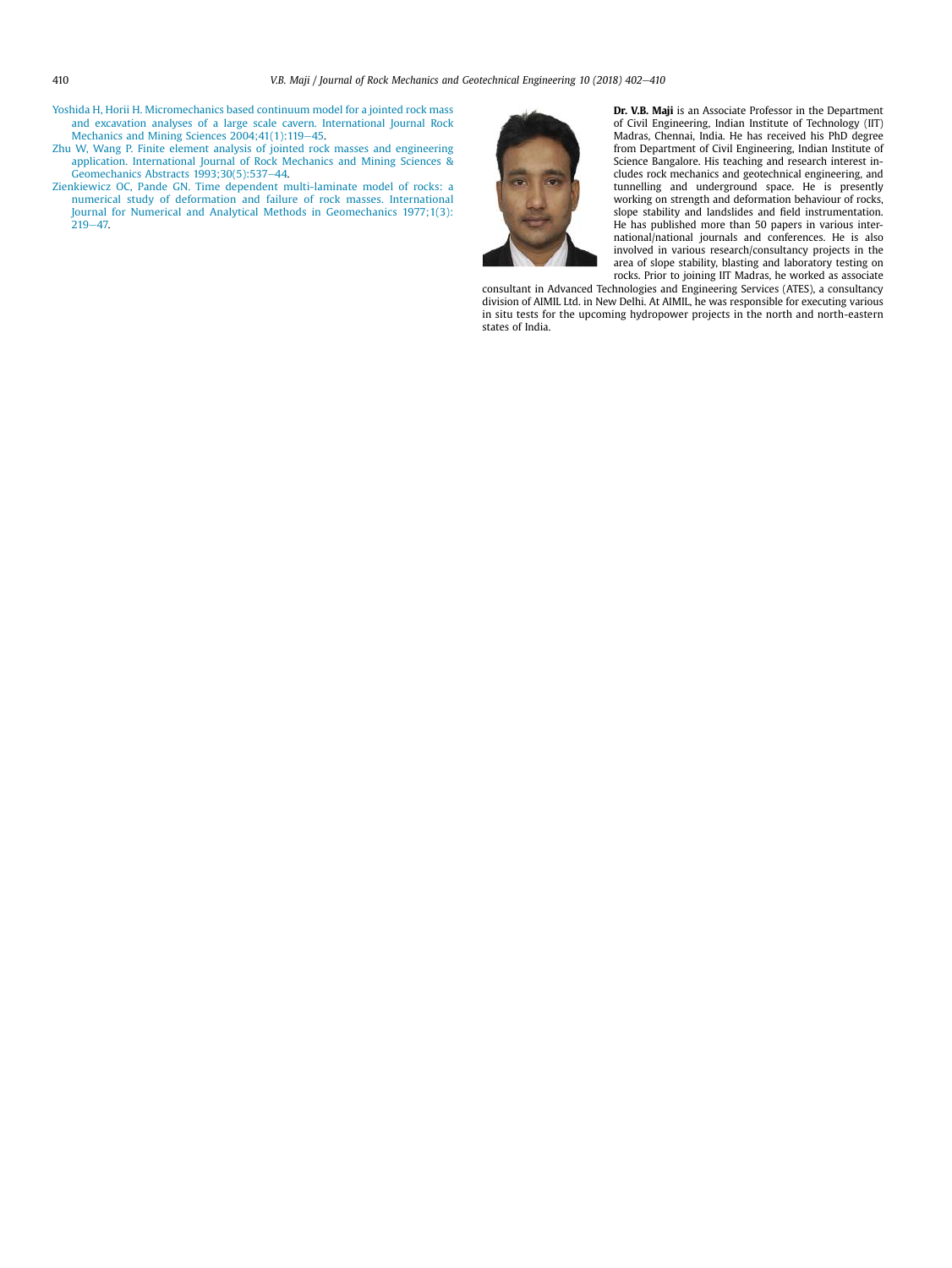Yoshida H, Horii H. Micromechanics based continuum model for a jointed rock mass and excavation analyses of a large scale cavern. International Journal Rock Mechanics and Mining Sciences 2004;41(1):119–45.

Zhu W, Wang P. Finite element analysis of jointed rock masses and engineering application. International Journal of Rock Mechanics and Mining Sciences & Geomechanics Abstracts 1993;30(5):537–44.

Zienkiewicz OC, Pande GN. Time dependent multi-laminate model of rocks: a numerical study of deformation and failure of rock masses. International Journal for Numerical and Analytical Methods in Geomechanics 1977;1(3): 219–47.

**Dr. V.B. Maji** is an Associate Professor in the Department of Civil Engineering, Indian Institute of Technology (IIT) Madras, Chennai, India. He has received his PhD degree from Department of Civil Engineering, Indian Institute of Science Bangalore. His teaching and research interest includes rock mechanics and geotechnical engineering, and tunnelling and underground space. He is presently working on strength and deformation behaviour of rocks, slope stability and landslides and field instrumentation. He has published more than 50 papers in various international/national journals and conferences. He is also involved in various research/consultancy projects in the area of slope stability, blasting and laboratory testing on rocks. Prior to joining IIT Madras, he worked as associate consultant in Advanced Technologies and Engineering Services (ATES), a consultancy division of AIMIL Ltd. in New Delhi. At AIMIL, he was responsible for executing various in situ tests for the upcoming hydropower projects in the north and north-eastern states of India.